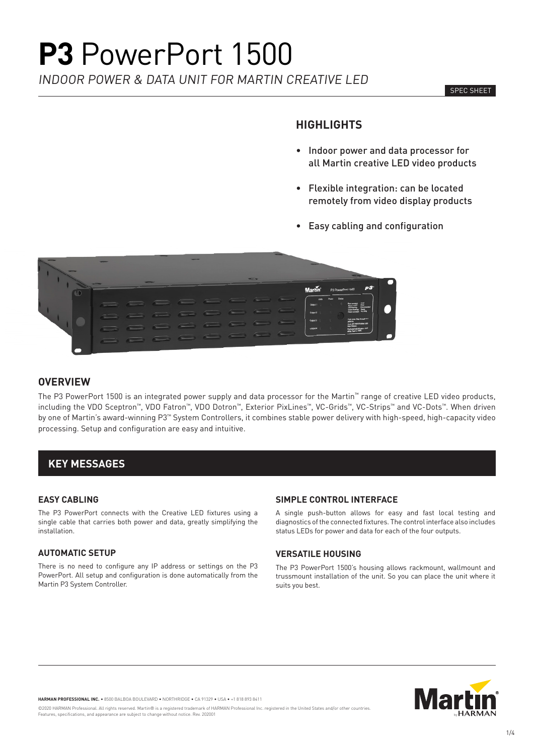# **P3** PowerPort 1500

*INDOOR POWER & DATA UNIT FOR MARTIN CREATIVE LED*

SPEC SHEET

## HIGHLIGHTS

- Indoor power and data processor for all Martin creative LED video products
- Flexible integration: can be located remotely from video display products
- Easy cabling and configuration

## OVERVIEW

The P3 PowerPort 1500 is an integrated power supply and data processor for the Martin™ range of creative LED video products, including the VDO Sceptron™, VDO Fatron™, VDO Dotron™, Exterior PixLines™, VC-Grids™, VC-Strips™ and VC-Dots™. When driven by one of Martin's award-winning P3™ System Controllers, it combines stable power delivery with high-speed, high-capacity video processing. Setup and configuration are easy and intuitive.

## KEY MESSAGES

### EASY CABLING

The P3 PowerPort connects with the Creative LED fixtures using a single cable that carries both power and data, greatly simplifying the installation.

### AUTOMATIC SETUP

There is no need to configure any IP address or settings on the P3 PowerPort. All setup and configuration is done automatically from the Martin P3 System Controller.

### SIMPLE CONTROL INTERFACE

A single push-button allows for easy and fast local testing and diagnostics of the connected fixtures. The control interface also includes status LEDs for power and data for each of the four outputs.

### VERSATILE HOUSING

The P3 PowerPort 1500's housing allows rackmount, wallmount and trussmount installation of the unit. So you can place the unit where it suits you best.

**HARMAN PROFESSIONAL INC.** • 8500 BALBOA BOULEVARD • NORTHRIDGE • CA 91329 • USA • +1 818 893 8411

©2020 HARMAN Professional. All rights reserved. Martin® is a registered trademark of HARMAN Professional Inc. registered in the United States and/or other countries. Features, specifications, and appearance are subject to change without notice. Rev. 202001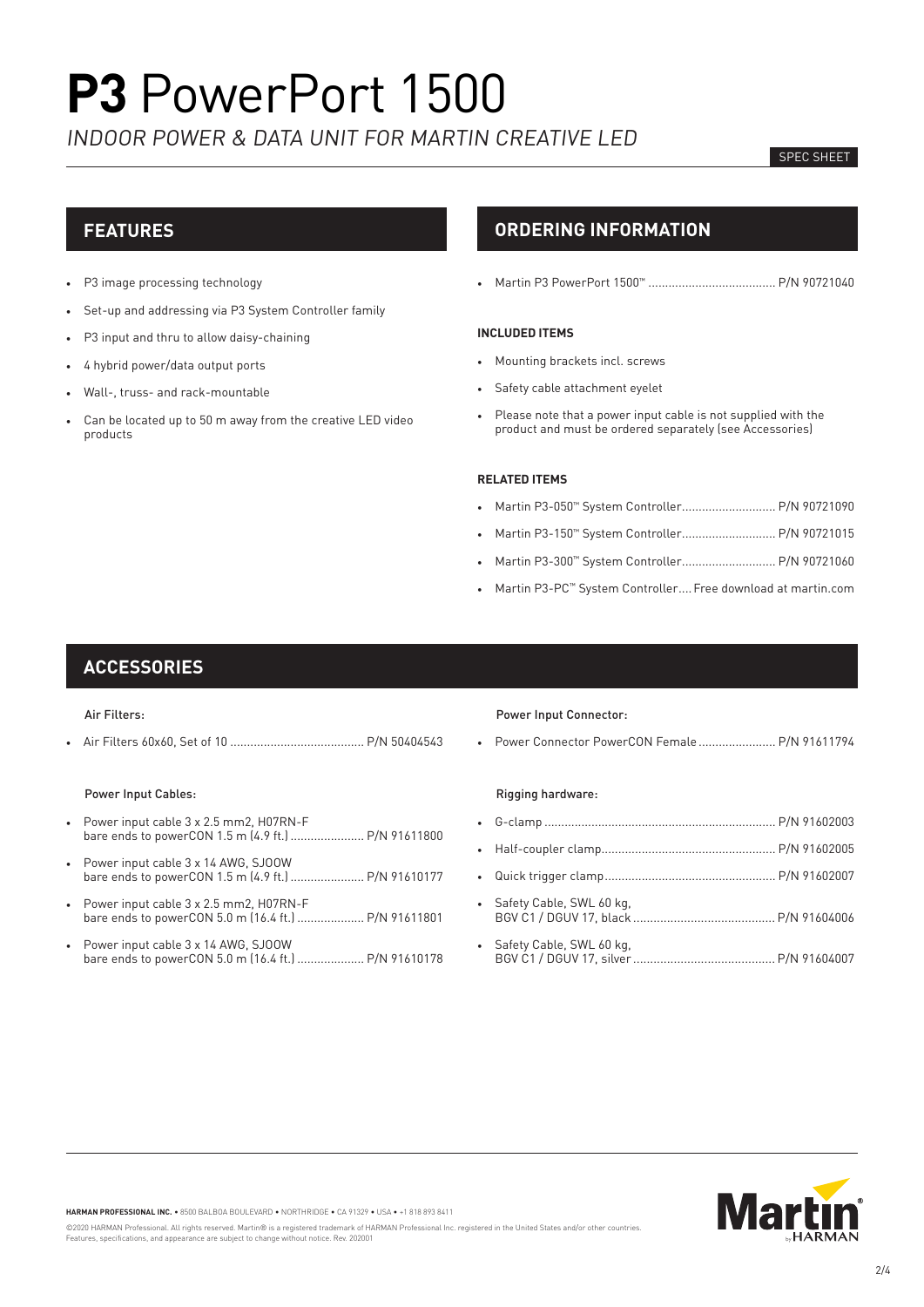# **P3** PowerPort 1500

*INDOOR POWER & DATA UNIT FOR MARTIN CREATIVE LED*

SPEC SHEET

## FEATURES

- P3 image processing technology
- Set-up and addressing via P3 System Controller family
- P3 input and thru to allow daisy-chaining
- 4 hybrid power/data output ports
- Wall-, truss- and rack-mountable
- Can be located up to 50 m away from the creative LED video products

## ORDERING INFORMATION

- Martin P3 PowerPort 1500™ ...................................... P/N 90721040

**INCLUDED ITEMS**

- Mounting brackets incl. screws
- Safety cable attachment eyelet
- Please note that a power input cable is not supplied with the product and must be ordered separately (see Accessories)

**RELATED ITEMS**

- Martin P3-050™ System Controller............................ P/N 90721090
- Martin P3-150™ System Controller............................ P/N 90721015
- Martin P3-300™ System Controller............................ P/N 90721060
- Martin P3-PC™ System Controller.... Free download at martin.com

## ACCESSORIES

Air Filters:

- Air Filters 60x60, Set of 10 ........................................ P/N 50404543

Power Input Cables:

- Power input cable 3 x 2.5 mm2, H07RN-F bare ends to powerCON 1.5 m (4.9 ft.) ...................... P/N 91611800
- Power input cable 3 x 14 AWG, SJOOW bare ends to powerCON 1.5 m (4.9 ft.) ...................... P/N 91610177
- Power input cable 3 x 2.5 mm2, H07RN-F bare ends to powerCON 5.0 m (16.4 ft.) .................... P/N 91611801
- Power input cable 3 x 14 AWG, SJOOW bare ends to powerCON 5.0 m (16.4 ft.) .................... P/N 91610178

Power Input Connector:

- Power Connector PowerCON Female ....................... P/N 91611794

Rigging hardware:

- G-clamp ..................................................................... P/N 91602003
- Half-coupler clamp.................................................... P/N 91602005
- Quick trigger clamp................................................... P/N 91602007
- Safety Cable, SWL 60 kg, BGV C1 / DGUV 17, black .......................................... P/N 91604006
- Safety Cable, SWL 60 kg, BGV C1 / DGUV 17, silver .......................................... P/N 91604007

**HARMAN PROFESSIONAL INC.** • 8500 BALBOA BOULEVARD • NORTHRIDGE • CA 91329 • USA • +1 818 893 8411

©2020 HARMAN Professional. All rights reserved. Martin® is a registered trademark of HARMAN Professional Inc. registered in the United States and/or other countries. Features, specifications, and appearance are subject to change without notice. Rev. 202001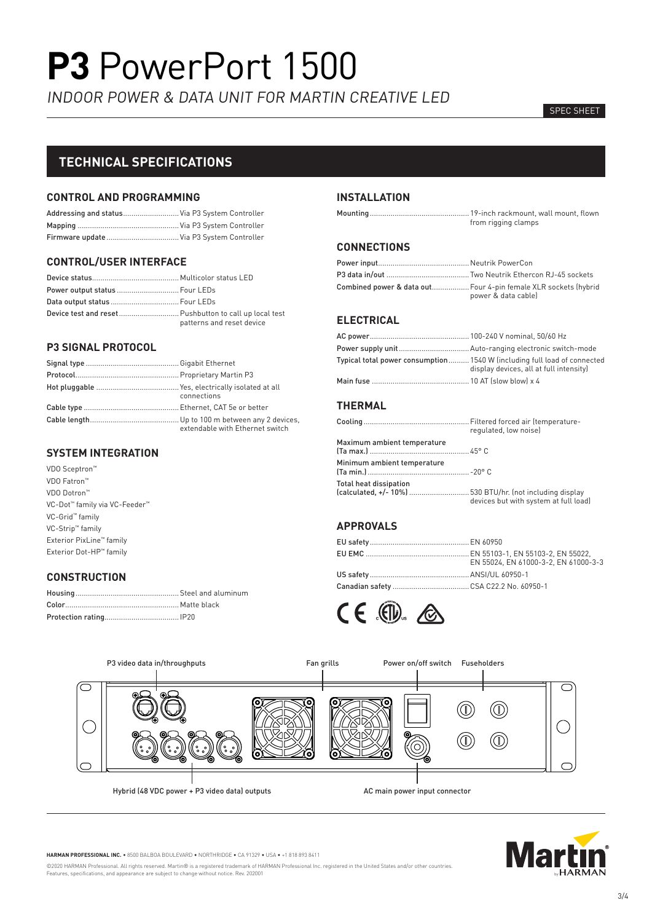# **P3** PowerPort 1500

*INDOOR POWER & DATA UNIT FOR MARTIN CREATIVE LED*

SPEC SHEET

## TECHNICAL SPECIFICATIONS

### CONTROL AND PROGRAMMING

| | |
|---|---|
| Addressing and status | Via P3 System Controller |
| Mapping | Via P3 System Controller |
| Firmware update | Via P3 System Controller |

### CONTROL/USER INTERFACE

| | |
|---|---|
| Device status | Multicolor status LED |
| Power output status | Four LEDs |
| Data output status | Four LEDs |
| Device test and reset | Pushbutton to call up local test patterns and reset device |

### P3 SIGNAL PROTOCOL

| | |
|---|---|
| Signal type | Gigabit Ethernet |
| Protocol | Proprietary Martin P3 |
| Hot pluggable | Yes, electrically isolated at all connections |
| Cable type | Ethernet, CAT 5e or better |
| Cable length | Up to 100 m between any 2 devices, extendable with Ethernet switch |

### SYSTEM INTEGRATION

VDO Sceptron™
VDO Fatron™
VDO Dotron™
VC-Dot™ family via VC-Feeder™
VC-Grid™ family
VC-Strip™ family
Exterior PixLine™ family
Exterior Dot-HP™ family

### CONSTRUCTION

| | |
|---|---|
| Housing | Steel and aluminum |
| Color | Matte black |
| Protection rating | IP20 |

### INSTALLATION

| | |
|---|---|
| Mounting | 19-inch rackmount, wall mount, flown from rigging clamps |

### CONNECTIONS

| | |
|---|---|
| Power input | Neutrik PowerCon |
| P3 data in/out | Two Neutrik Ethercon RJ-45 sockets |
| Combined power & data out | Four 4-pin female XLR sockets (hybrid power & data cable) |

### ELECTRICAL

| | |
|---|---|
| AC power | 100-240 V nominal, 50/60 Hz |
| Power supply unit | Auto-ranging electronic switch-mode |
| Typical total power consumption | 1540 W (including full load of connected display devices, all at full intensity) |
| Main fuse | 10 AT (slow blow) x 4 |

### THERMAL

| | |
|---|---|
| Cooling | Filtered forced air (temperature-regulated, low noise) |
| Maximum ambient temperature (Ta max.) | 45° C |
| Minimum ambient temperature (Ta min.) | -20° C |
| Total heat dissipation (calculated, +/- 10%) | 530 BTU/hr. (not including display devices but with system at full load) |

### APPROVALS

| | |
|---|---|
| EU safety | EN 60950 |
| EU EMC | EN 55103-1, EN 55103-2, EN 55022, EN 55024, EN 61000-3-2, EN 61000-3-3 |
| US safety | ANSI/UL 60950-1 |
| Canadian safety | CSA C22.2 No. 60950-1 |

P3 video data in/throughputs — Fan grills — Power on/off switch — Fuseholders

Hybrid (48 VDC power + P3 video data) outputs — AC main power input connector

**HARMAN PROFESSIONAL INC.** • 8500 BALBOA BOULEVARD • NORTHRIDGE • CA 91329 • USA • +1 818 893 8411

©2020 HARMAN Professional. All rights reserved. Martin® is a registered trademark of HARMAN Professional Inc. registered in the United States and/or other countries. Features, specifications, and appearance are subject to change without notice. Rev. 202001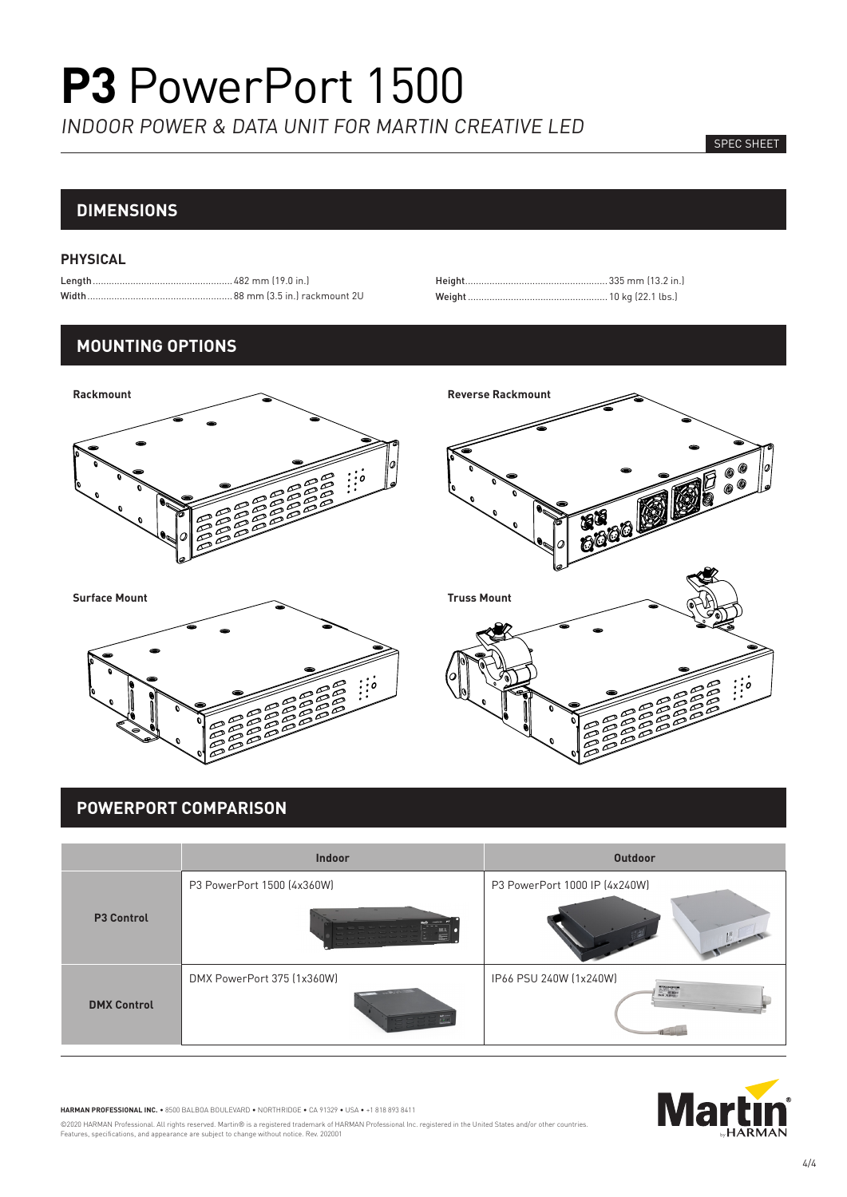# **P3** PowerPort 1500

*INDOOR POWER & DATA UNIT FOR MARTIN CREATIVE LED*

SPEC SHEET

## DIMENSIONS

### PHYSICAL

Length ..................................................... 482 mm (19.0 in.)
Width ..................................................... 88 mm (3.5 in.) rackmount 2U
Height ..................................................... 335 mm (13.2 in.)
Weight ..................................................... 10 kg (22.1 lbs.)

## MOUNTING OPTIONS

Rackmount

Reverse Rackmount

Surface Mount

Truss Mount

## POWERPORT COMPARISON

| | Indoor | Outdoor |
|---|---|---|
| **P3 Control** | P3 PowerPort 1500 (4x360W) | P3 PowerPort 1000 IP (4x240W) |
| **DMX Control** | DMX PowerPort 375 (1x360W) | IP66 PSU 240W (1x240W) |

**HARMAN PROFESSIONAL INC.** • 8500 BALBOA BOULEVARD • NORTHRIDGE • CA 91329 • USA • +1 818 893 8411

©2020 HARMAN Professional. All rights reserved. Martin® is a registered trademark of HARMAN Professional Inc. registered in the United States and/or other countries. Features, specifications, and appearance are subject to change without notice. Rev. 202001